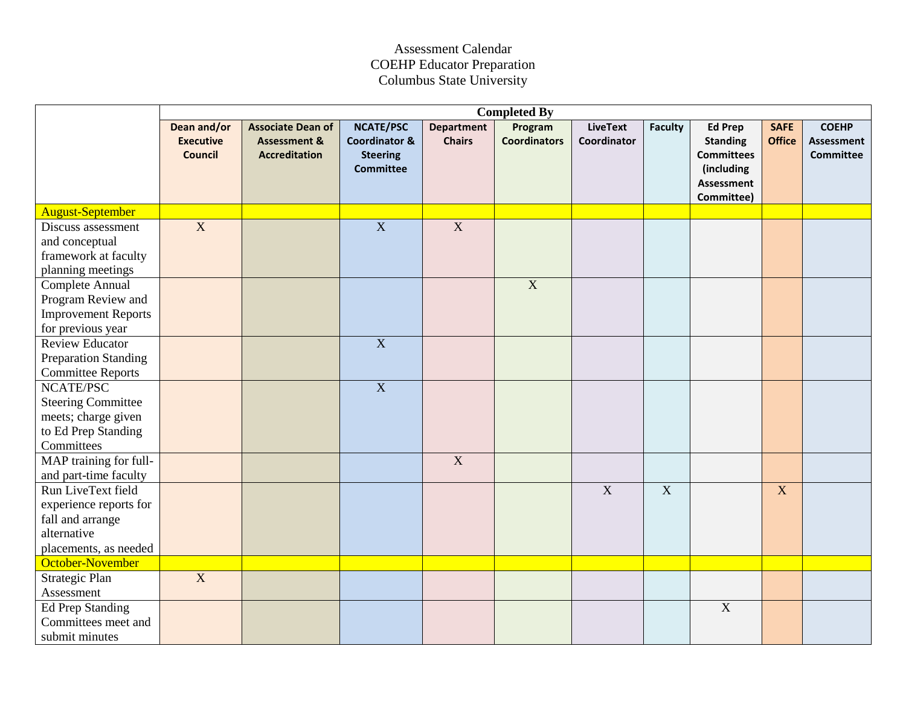Assessment Calendar
COEHP Educator Preparation
Columbus State University

| | Completed By | | | | | | | | | |
|---|---|---|---|---|---|---|---|---|---|---|
| | **Dean and/or Executive Council** | **Associate Dean of Assessment & Accreditation** | **NCATE/PSC Coordinator & Steering Committee** | **Department Chairs** | **Program Coordinators** | **LiveText Coordinator** | **Faculty** | **Ed Prep Standing Committees (including Assessment Committee)** | **SAFE Office** | **COEHP Assessment Committee** |
| August-September | | | | | | | | | | |
| Discuss assessment and conceptual framework at faculty planning meetings | X | | X | X | | | | | | |
| Complete Annual Program Review and Improvement Reports for previous year | | | | | X | | | | | |
| Review Educator Preparation Standing Committee Reports | | | X | | | | | | | |
| NCATE/PSC Steering Committee meets; charge given to Ed Prep Standing Committees | | | X | | | | | | | |
| MAP training for full- and part-time faculty | | | | X | | | | | | |
| Run LiveText field experience reports for fall and arrange alternative placements, as needed | | | | | | X | X | | X | |
| October-November | | | | | | | | | | |
| Strategic Plan Assessment | X | | | | | | | | | |
| Ed Prep Standing Committees meet and submit minutes | | | | | | | | X | | |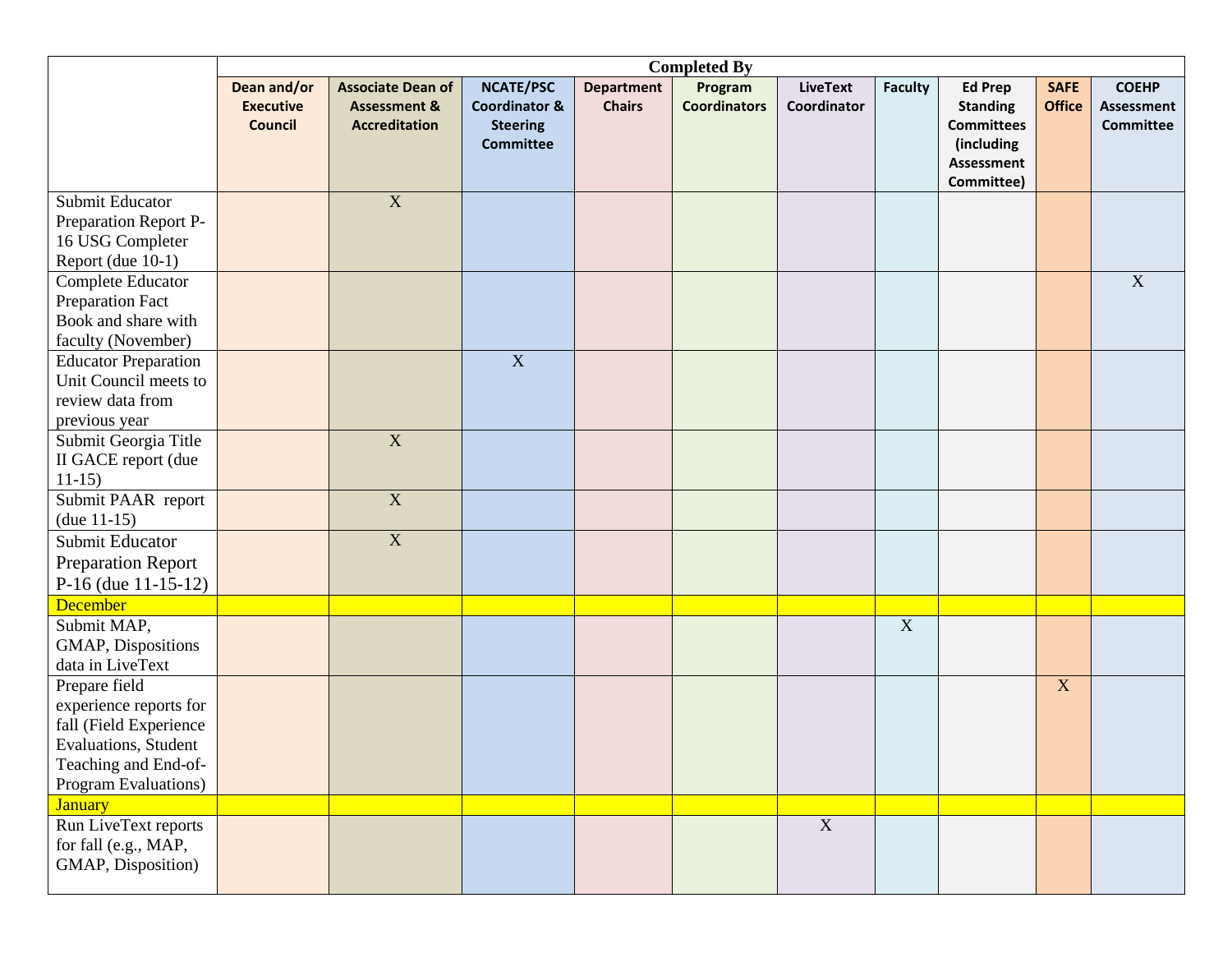| | Completed By | | | | | | | | | |
|---|---|---|---|---|---|---|---|---|---|---|
| | **Dean and/or Executive Council** | **Associate Dean of Assessment & Accreditation** | **NCATE/PSC Coordinator & Steering Committee** | **Department Chairs** | **Program Coordinators** | **LiveText Coordinator** | **Faculty** | **Ed Prep Standing Committees (including Assessment Committee)** | **SAFE Office** | **COEHP Assessment Committee** |
| Submit Educator Preparation Report P-16 USG Completer Report (due 10-1) | | X | | | | | | | | |
| Complete Educator Preparation Fact Book and share with faculty (November) | | | | | | | | | | X |
| Educator Preparation Unit Council meets to review data from previous year | | | X | | | | | | | |
| Submit Georgia Title II GACE report (due 11-15) | | X | | | | | | | | |
| Submit PAAR report (due 11-15) | | X | | | | | | | | |
| Submit Educator Preparation Report P-16 (due 11-15-12) | | X | | | | | | | | |
| December | | | | | | | | | | |
| Submit MAP, GMAP, Dispositions data in LiveText | | | | | | | X | | | |
| Prepare field experience reports for fall (Field Experience Evaluations, Student Teaching and End-of-Program Evaluations) | | | | | | | | | X | |
| January | | | | | | | | | | |
| Run LiveText reports for fall (e.g., MAP, GMAP, Disposition) | | | | | | X | | | | |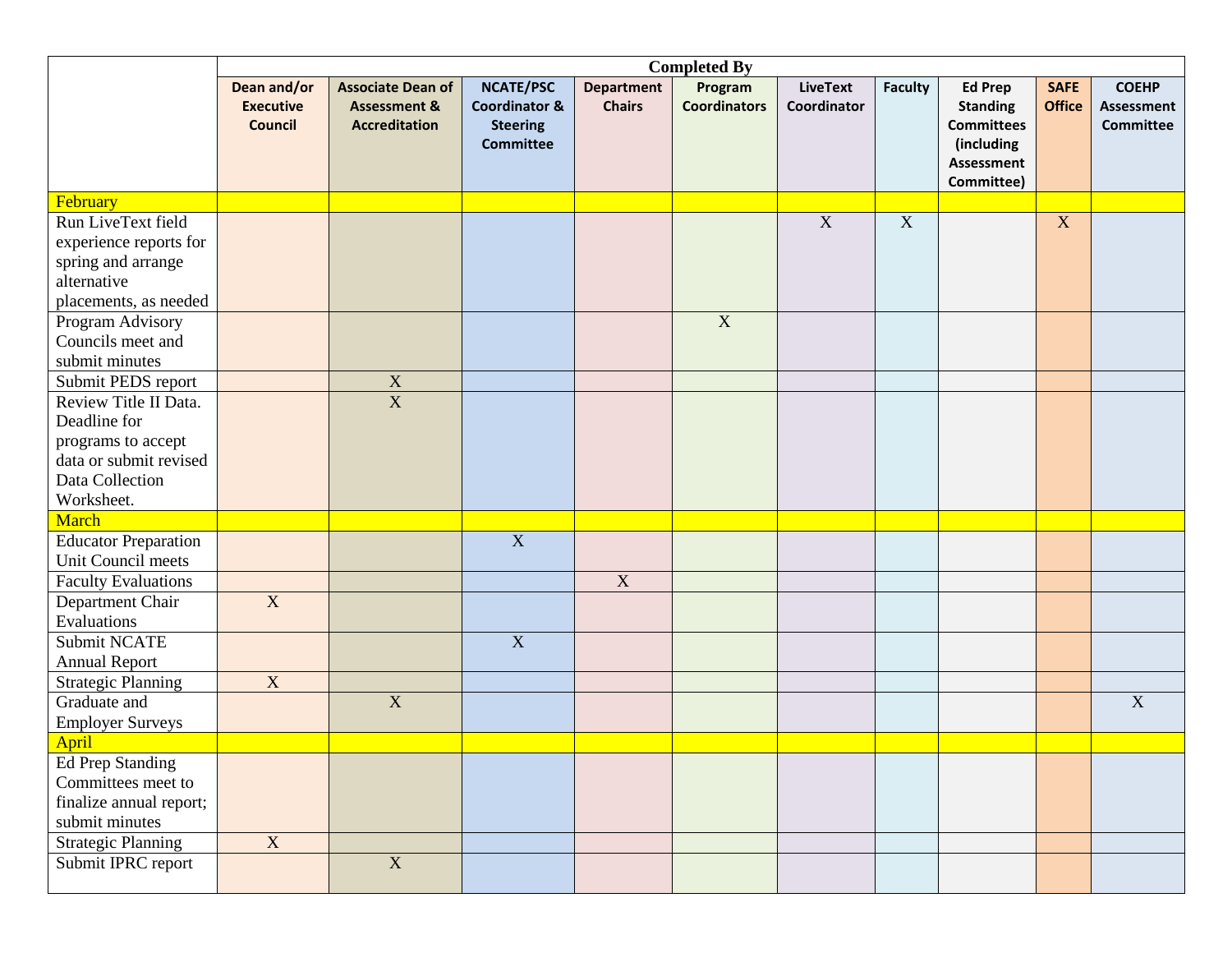| | Completed By | | | | | | | | | |
|---|---|---|---|---|---|---|---|---|---|---|
| | **Dean and/or Executive Council** | **Associate Dean of Assessment & Accreditation** | **NCATE/PSC Coordinator & Steering Committee** | **Department Chairs** | **Program Coordinators** | **LiveText Coordinator** | **Faculty** | **Ed Prep Standing Committees (including Assessment Committee)** | **SAFE Office** | **COEHP Assessment Committee** |
| February | | | | | | | | | | |
| Run LiveText field experience reports for spring and arrange alternative placements, as needed | | | | | | X | X | | X | |
| Program Advisory Councils meet and submit minutes | | | | | X | | | | | |
| Submit PEDS report | | X | | | | | | | | |
| Review Title II Data. Deadline for programs to accept data or submit revised Data Collection Worksheet. | | X | | | | | | | | |
| March | | | | | | | | | | |
| Educator Preparation Unit Council meets | | | X | | | | | | | |
| Faculty Evaluations | | | | X | | | | | | |
| Department Chair Evaluations | X | | | | | | | | | |
| Submit NCATE Annual Report | | | X | | | | | | | |
| Strategic Planning | X | | | | | | | | | |
| Graduate and Employer Surveys | | X | | | | | | | | X |
| April | | | | | | | | | | |
| Ed Prep Standing Committees meet to finalize annual report; submit minutes | | | | | | | | | | |
| Strategic Planning | X | | | | | | | | | |
| Submit IPRC report | | X | | | | | | | | |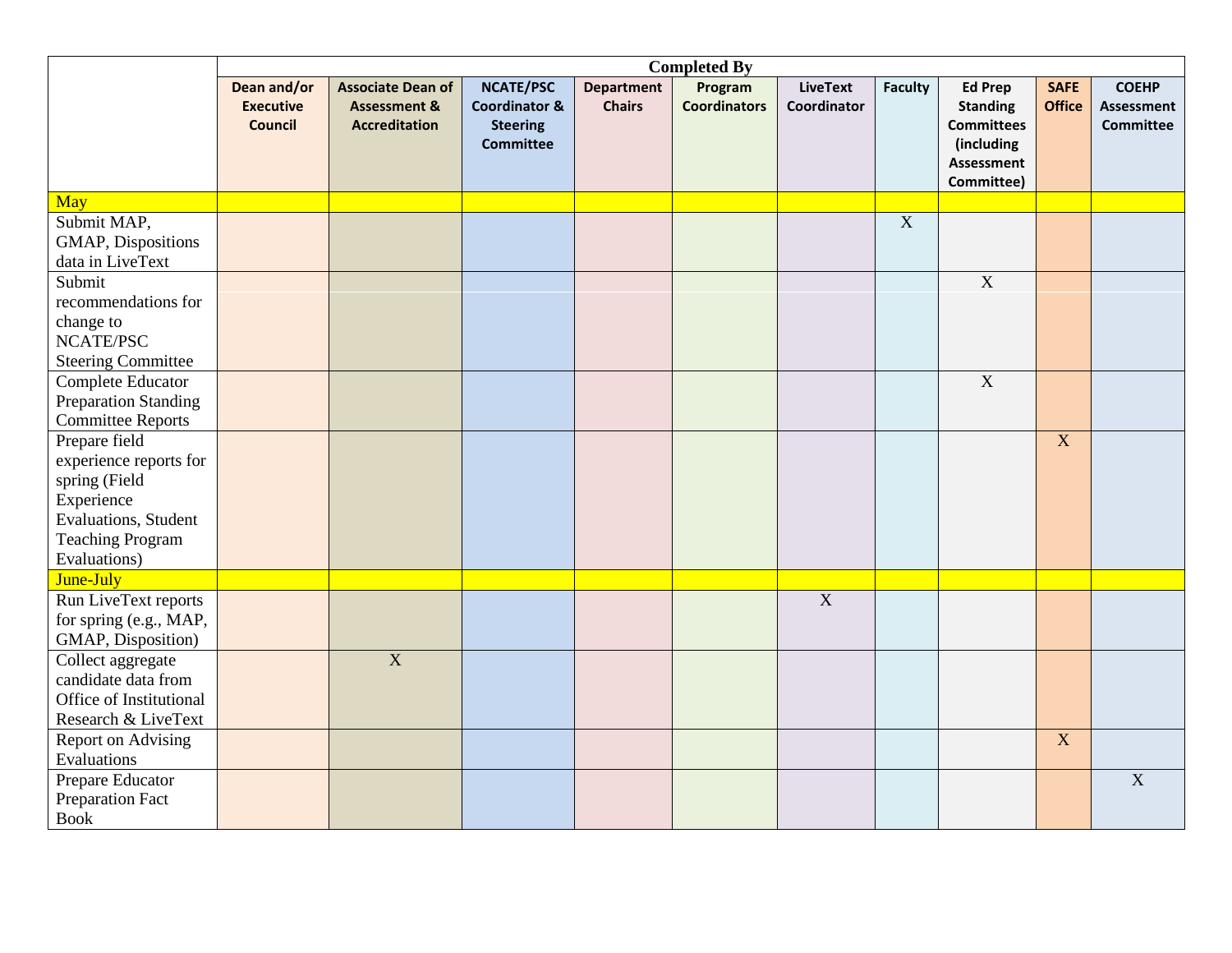| | Completed By | | | | | | | | | |
|---|---|---|---|---|---|---|---|---|---|---|
| | Dean and/or Executive Council | Associate Dean of Assessment & Accreditation | NCATE/PSC Coordinator & Steering Committee | Department Chairs | Program Coordinators | LiveText Coordinator | Faculty | Ed Prep Standing Committees (including Assessment Committee) | SAFE Office | COEHP Assessment Committee |
| May | | | | | | | | | | |
| Submit MAP, GMAP, Dispositions data in LiveText | | | | | | | X | | | |
| Submit recommendations for change to NCATE/PSC Steering Committee | | | | | | | | X | | |
| Complete Educator Preparation Standing Committee Reports | | | | | | | | X | | |
| Prepare field experience reports for spring (Field Experience Evaluations, Student Teaching Program Evaluations) | | | | | | | | | X | |
| June-July | | | | | | | | | | |
| Run LiveText reports for spring (e.g., MAP, GMAP, Disposition) | | | | | | X | | | | |
| Collect aggregate candidate data from Office of Institutional Research & LiveText | | X | | | | | | | | |
| Report on Advising Evaluations | | | | | | | | | X | |
| Prepare Educator Preparation Fact Book | | | | | | | | | | X |